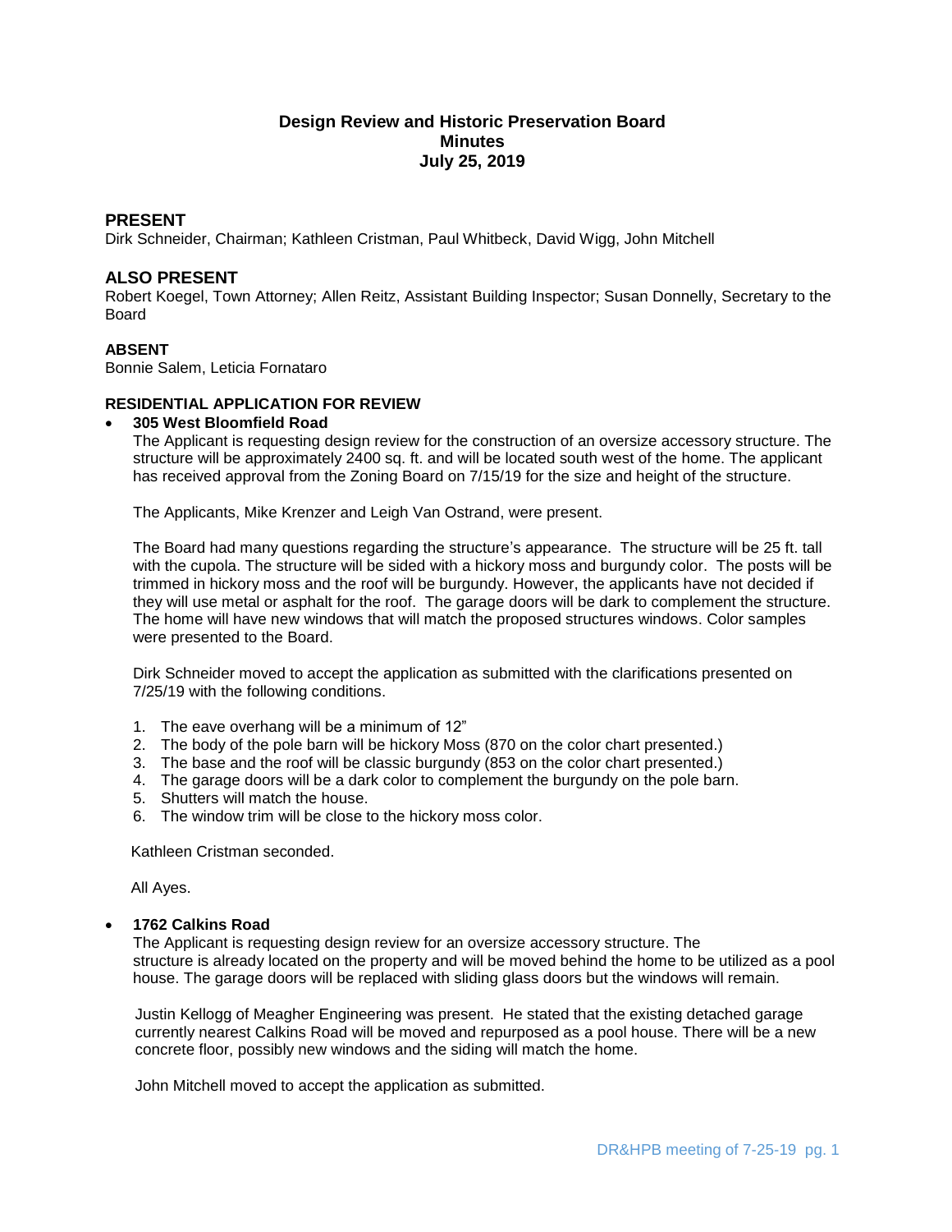# Design Review and Historic Preservation Board
## Minutes
## July 25, 2019

## PRESENT

Dirk Schneider, Chairman; Kathleen Cristman, Paul Whitbeck, David Wigg, John Mitchell

## ALSO PRESENT

Robert Koegel, Town Attorney; Allen Reitz, Assistant Building Inspector; Susan Donnelly, Secretary to the Board

### ABSENT

Bonnie Salem, Leticia Fornataro

### RESIDENTIAL APPLICATION FOR REVIEW

- **305 West Bloomfield Road**

  The Applicant is requesting design review for the construction of an oversize accessory structure. The structure will be approximately 2400 sq. ft. and will be located south west of the home. The applicant has received approval from the Zoning Board on 7/15/19 for the size and height of the structure.

  The Applicants, Mike Krenzer and Leigh Van Ostrand, were present.

  The Board had many questions regarding the structure's appearance. The structure will be 25 ft. tall with the cupola. The structure will be sided with a hickory moss and burgundy color. The posts will be trimmed in hickory moss and the roof will be burgundy. However, the applicants have not decided if they will use metal or asphalt for the roof. The garage doors will be dark to complement the structure. The home will have new windows that will match the proposed structures windows. Color samples were presented to the Board.

  Dirk Schneider moved to accept the application as submitted with the clarifications presented on 7/25/19 with the following conditions.

  1. The eave overhang will be a minimum of 12"
  2. The body of the pole barn will be hickory Moss (870 on the color chart presented.)
  3. The base and the roof will be classic burgundy (853 on the color chart presented.)
  4. The garage doors will be a dark color to complement the burgundy on the pole barn.
  5. Shutters will match the house.
  6. The window trim will be close to the hickory moss color.

  Kathleen Cristman seconded.

  All Ayes.

- **1762 Calkins Road**

  The Applicant is requesting design review for an oversize accessory structure. The structure is already located on the property and will be moved behind the home to be utilized as a pool house. The garage doors will be replaced with sliding glass doors but the windows will remain.

  Justin Kellogg of Meagher Engineering was present. He stated that the existing detached garage currently nearest Calkins Road will be moved and repurposed as a pool house. There will be a new concrete floor, possibly new windows and the siding will match the home.

  John Mitchell moved to accept the application as submitted.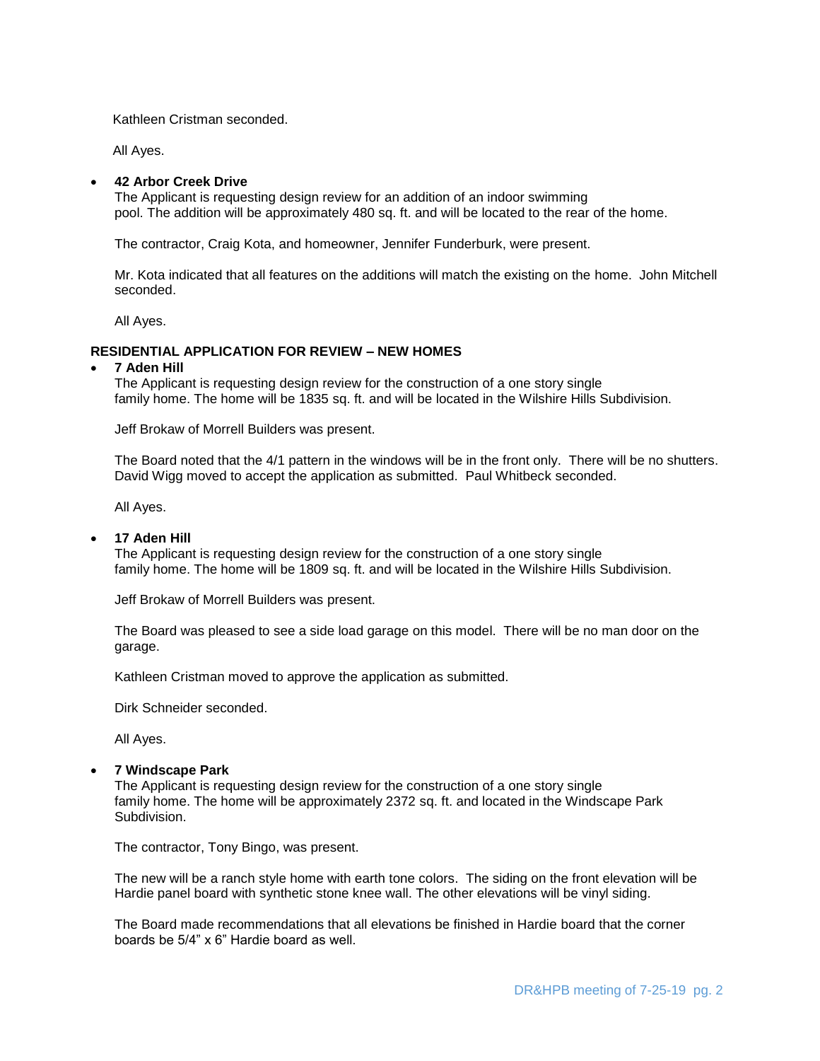Kathleen Cristman seconded.

All Ayes.

- **42 Arbor Creek Drive**
  The Applicant is requesting design review for an addition of an indoor swimming pool. The addition will be approximately 480 sq. ft. and will be located to the rear of the home.

  The contractor, Craig Kota, and homeowner, Jennifer Funderburk, were present.

  Mr. Kota indicated that all features on the additions will match the existing on the home. John Mitchell seconded.

  All Ayes.

**RESIDENTIAL APPLICATION FOR REVIEW – NEW HOMES**

- **7 Aden Hill**
  The Applicant is requesting design review for the construction of a one story single family home. The home will be 1835 sq. ft. and will be located in the Wilshire Hills Subdivision.

  Jeff Brokaw of Morrell Builders was present.

  The Board noted that the 4/1 pattern in the windows will be in the front only. There will be no shutters. David Wigg moved to accept the application as submitted. Paul Whitbeck seconded.

  All Ayes.

- **17 Aden Hill**
  The Applicant is requesting design review for the construction of a one story single family home. The home will be 1809 sq. ft. and will be located in the Wilshire Hills Subdivision.

  Jeff Brokaw of Morrell Builders was present.

  The Board was pleased to see a side load garage on this model. There will be no man door on the garage.

  Kathleen Cristman moved to approve the application as submitted.

  Dirk Schneider seconded.

  All Ayes.

- **7 Windscape Park**
  The Applicant is requesting design review for the construction of a one story single family home. The home will be approximately 2372 sq. ft. and located in the Windscape Park Subdivision.

  The contractor, Tony Bingo, was present.

  The new will be a ranch style home with earth tone colors. The siding on the front elevation will be Hardie panel board with synthetic stone knee wall. The other elevations will be vinyl siding.

  The Board made recommendations that all elevations be finished in Hardie board that the corner boards be 5/4" x 6" Hardie board as well.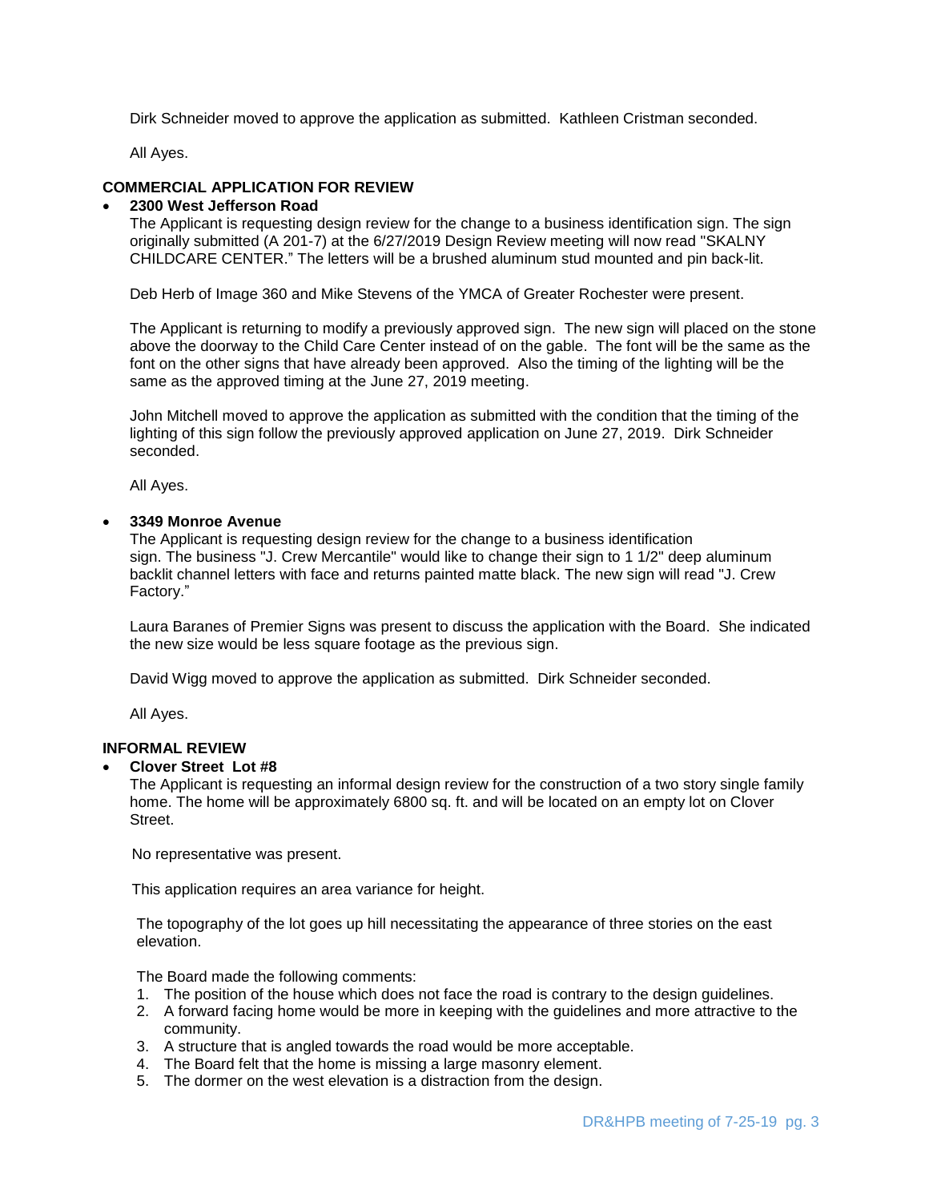Dirk Schneider moved to approve the application as submitted. Kathleen Cristman seconded.

All Ayes.

**COMMERCIAL APPLICATION FOR REVIEW**

- **2300 West Jefferson Road**

  The Applicant is requesting design review for the change to a business identification sign. The sign originally submitted (A 201-7) at the 6/27/2019 Design Review meeting will now read "SKALNY CHILDCARE CENTER." The letters will be a brushed aluminum stud mounted and pin back-lit.

  Deb Herb of Image 360 and Mike Stevens of the YMCA of Greater Rochester were present.

  The Applicant is returning to modify a previously approved sign. The new sign will placed on the stone above the doorway to the Child Care Center instead of on the gable. The font will be the same as the font on the other signs that have already been approved. Also the timing of the lighting will be the same as the approved timing at the June 27, 2019 meeting.

  John Mitchell moved to approve the application as submitted with the condition that the timing of the lighting of this sign follow the previously approved application on June 27, 2019. Dirk Schneider seconded.

  All Ayes.

- **3349 Monroe Avenue**

  The Applicant is requesting design review for the change to a business identification sign. The business "J. Crew Mercantile" would like to change their sign to 1 1/2" deep aluminum backlit channel letters with face and returns painted matte black. The new sign will read "J. Crew Factory."

  Laura Baranes of Premier Signs was present to discuss the application with the Board. She indicated the new size would be less square footage as the previous sign.

  David Wigg moved to approve the application as submitted. Dirk Schneider seconded.

  All Ayes.

**INFORMAL REVIEW**

- **Clover Street Lot #8**

  The Applicant is requesting an informal design review for the construction of a two story single family home. The home will be approximately 6800 sq. ft. and will be located on an empty lot on Clover Street.

  No representative was present.

  This application requires an area variance for height.

  The topography of the lot goes up hill necessitating the appearance of three stories on the east elevation.

  The Board made the following comments:

  1. The position of the house which does not face the road is contrary to the design guidelines.
  2. A forward facing home would be more in keeping with the guidelines and more attractive to the community.
  3. A structure that is angled towards the road would be more acceptable.
  4. The Board felt that the home is missing a large masonry element.
  5. The dormer on the west elevation is a distraction from the design.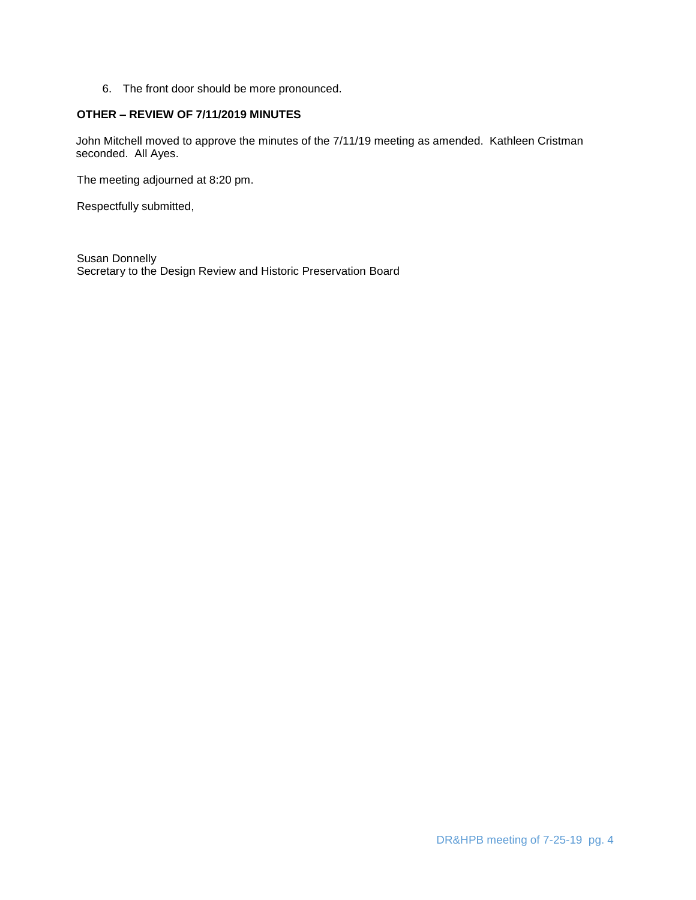6. The front door should be more pronounced.

**OTHER – REVIEW OF 7/11/2019 MINUTES**

John Mitchell moved to approve the minutes of the 7/11/19 meeting as amended. Kathleen Cristman seconded. All Ayes.

The meeting adjourned at 8:20 pm.

Respectfully submitted,

Susan Donnelly
Secretary to the Design Review and Historic Preservation Board